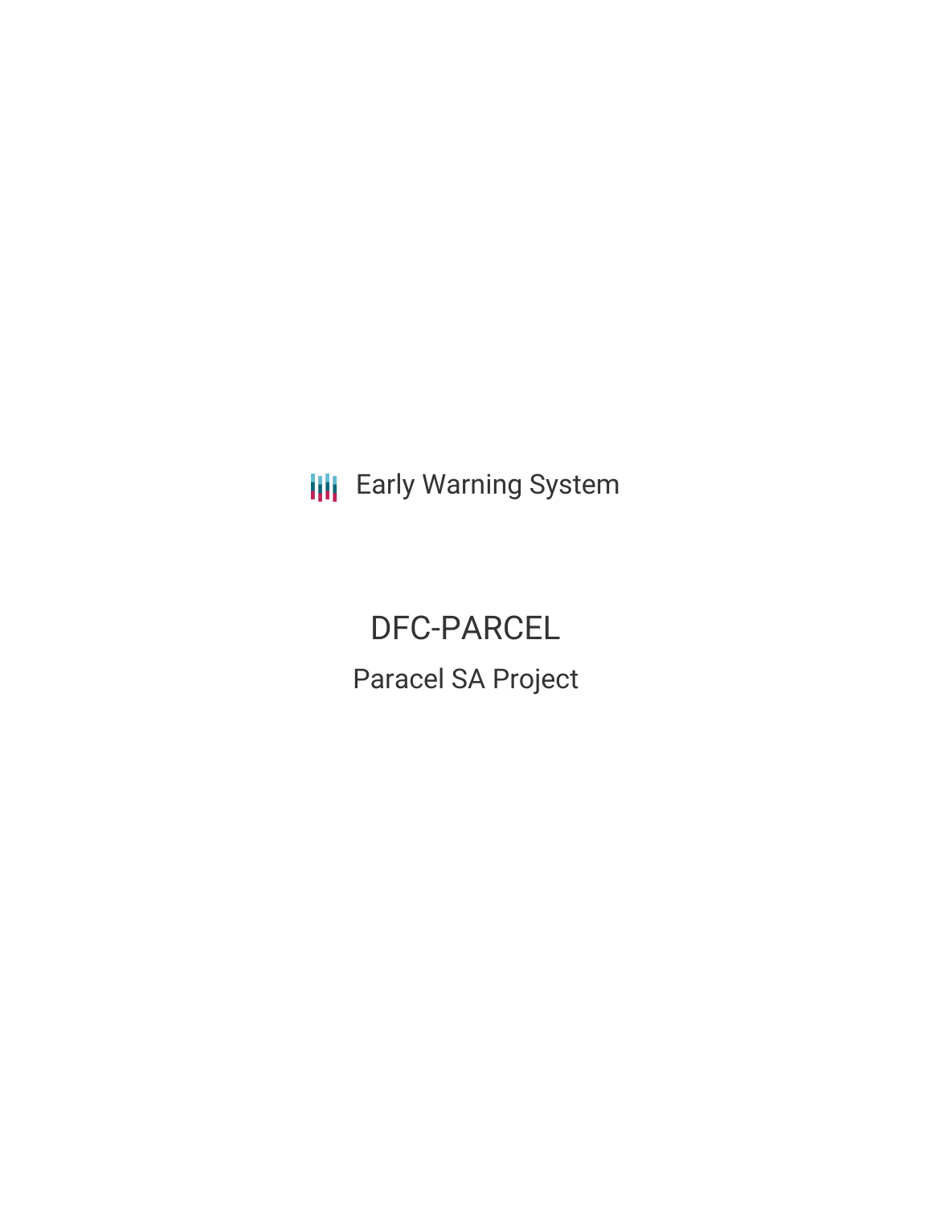Early Warning System

# DFC-PARCEL

## Paracel SA Project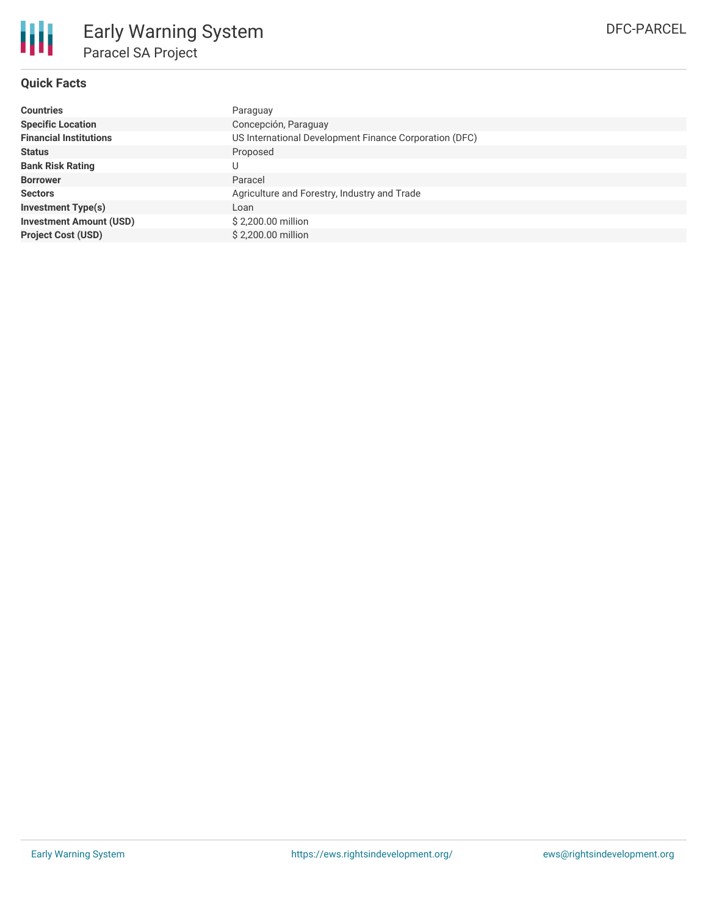# Early Warning System

## Paracel SA Project

DFC-PARCEL

### Quick Facts

| | |
|---|---|
| **Countries** | Paraguay |
| **Specific Location** | Concepción, Paraguay |
| **Financial Institutions** | US International Development Finance Corporation (DFC) |
| **Status** | Proposed |
| **Bank Risk Rating** | U |
| **Borrower** | Paracel |
| **Sectors** | Agriculture and Forestry, Industry and Trade |
| **Investment Type(s)** | Loan |
| **Investment Amount (USD)** | $ 2,200.00 million |
| **Project Cost (USD)** | $ 2,200.00 million |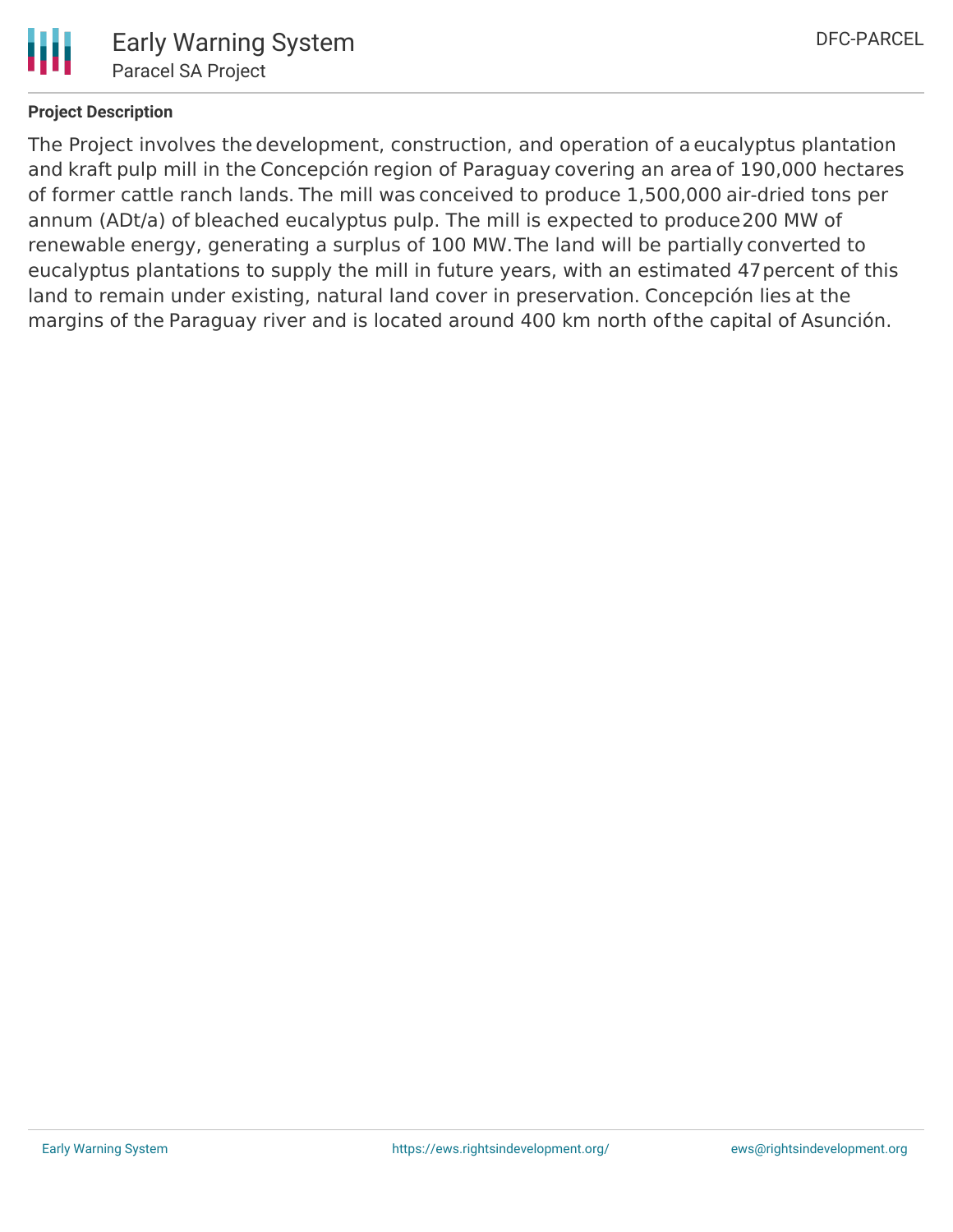**Project Description**

The Project involves the development, construction, and operation of a eucalyptus plantation and kraft pulp mill in the Concepción region of Paraguay covering an area of 190,000 hectares of former cattle ranch lands. The mill was conceived to produce 1,500,000 air-dried tons per annum (ADt/a) of bleached eucalyptus pulp. The mill is expected to produce 200 MW of renewable energy, generating a surplus of 100 MW. The land will be partially converted to eucalyptus plantations to supply the mill in future years, with an estimated 47 percent of this land to remain under existing, natural land cover in preservation. Concepción lies at the margins of the Paraguay river and is located around 400 km north of the capital of Asunción.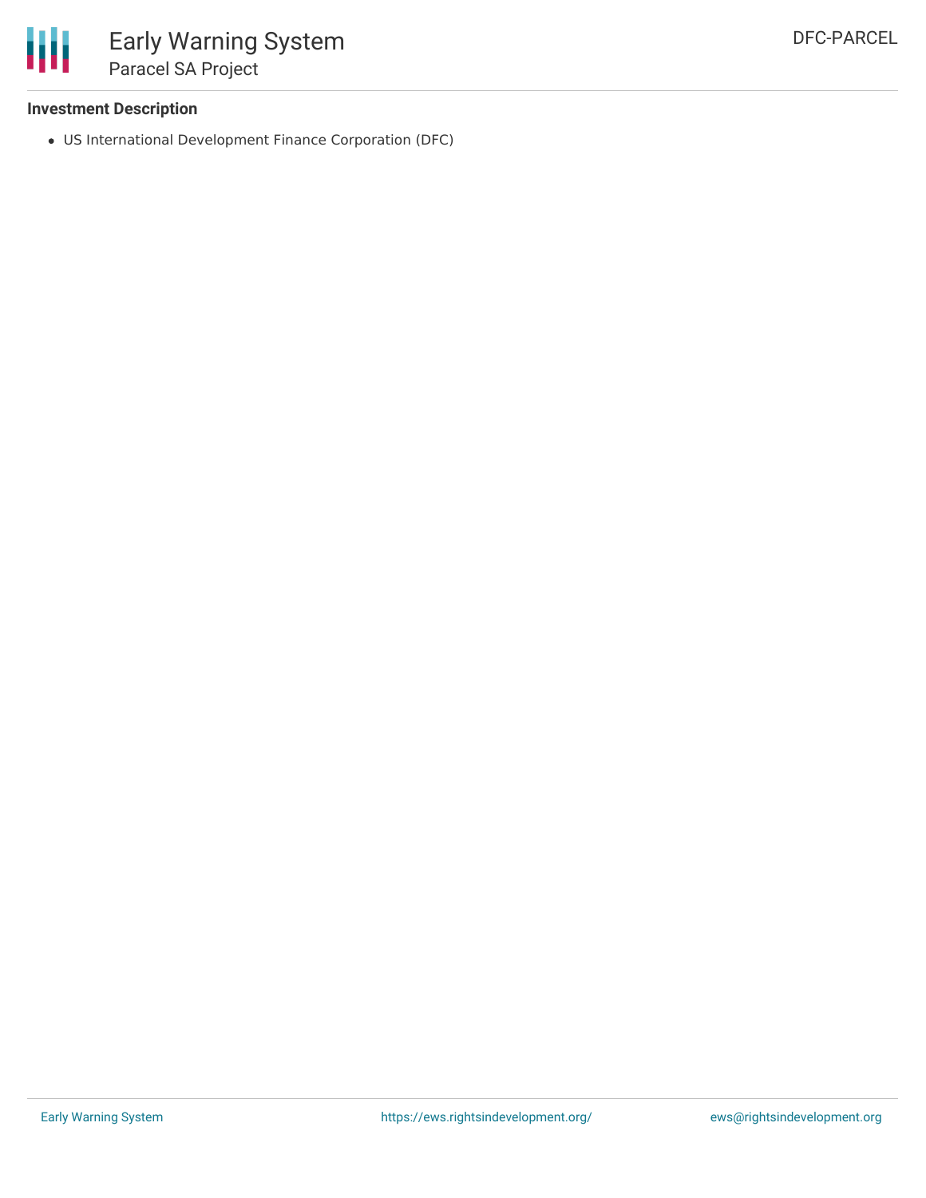**Investment Description**

- US International Development Finance Corporation (DFC)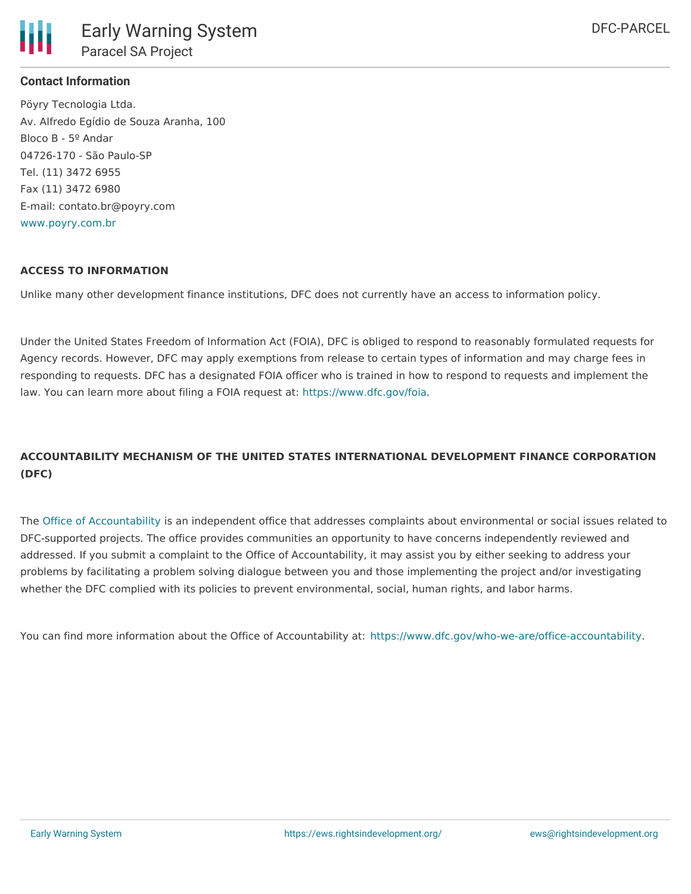#### Contact Information

Pöyry Tecnologia Ltda.
Av. Alfredo Egídio de Souza Aranha, 100
Bloco B - 5º Andar
04726-170 - São Paulo-SP
Tel. (11) 3472 6955
Fax (11) 3472 6980
E-mail: contato.br@poyry.com
www.poyry.com.br

#### ACCESS TO INFORMATION

Unlike many other development finance institutions, DFC does not currently have an access to information policy.

Under the United States Freedom of Information Act (FOIA), DFC is obliged to respond to reasonably formulated requests for Agency records. However, DFC may apply exemptions from release to certain types of information and may charge fees in responding to requests. DFC has a designated FOIA officer who is trained in how to respond to requests and implement the law. You can learn more about filing a FOIA request at: https://www.dfc.gov/foia.

#### ACCOUNTABILITY MECHANISM OF THE UNITED STATES INTERNATIONAL DEVELOPMENT FINANCE CORPORATION (DFC)

The Office of Accountability is an independent office that addresses complaints about environmental or social issues related to DFC-supported projects. The office provides communities an opportunity to have concerns independently reviewed and addressed. If you submit a complaint to the Office of Accountability, it may assist you by either seeking to address your problems by facilitating a problem solving dialogue between you and those implementing the project and/or investigating whether the DFC complied with its policies to prevent environmental, social, human rights, and labor harms.

You can find more information about the Office of Accountability at: https://www.dfc.gov/who-we-are/office-accountability.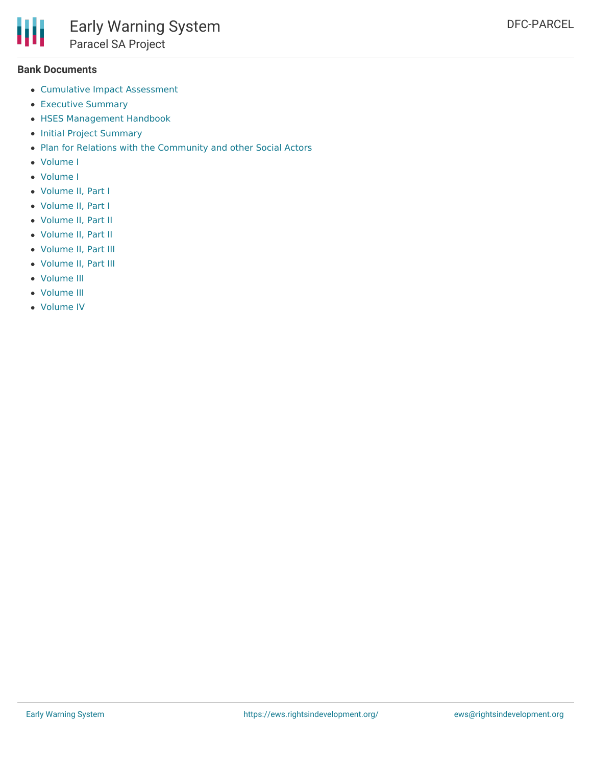**Bank Documents**

- Cumulative Impact Assessment
- Executive Summary
- HSES Management Handbook
- Initial Project Summary
- Plan for Relations with the Community and other Social Actors
- Volume I
- Volume I
- Volume II, Part I
- Volume II, Part I
- Volume II, Part II
- Volume II, Part II
- Volume II, Part III
- Volume II, Part III
- Volume III
- Volume III
- Volume IV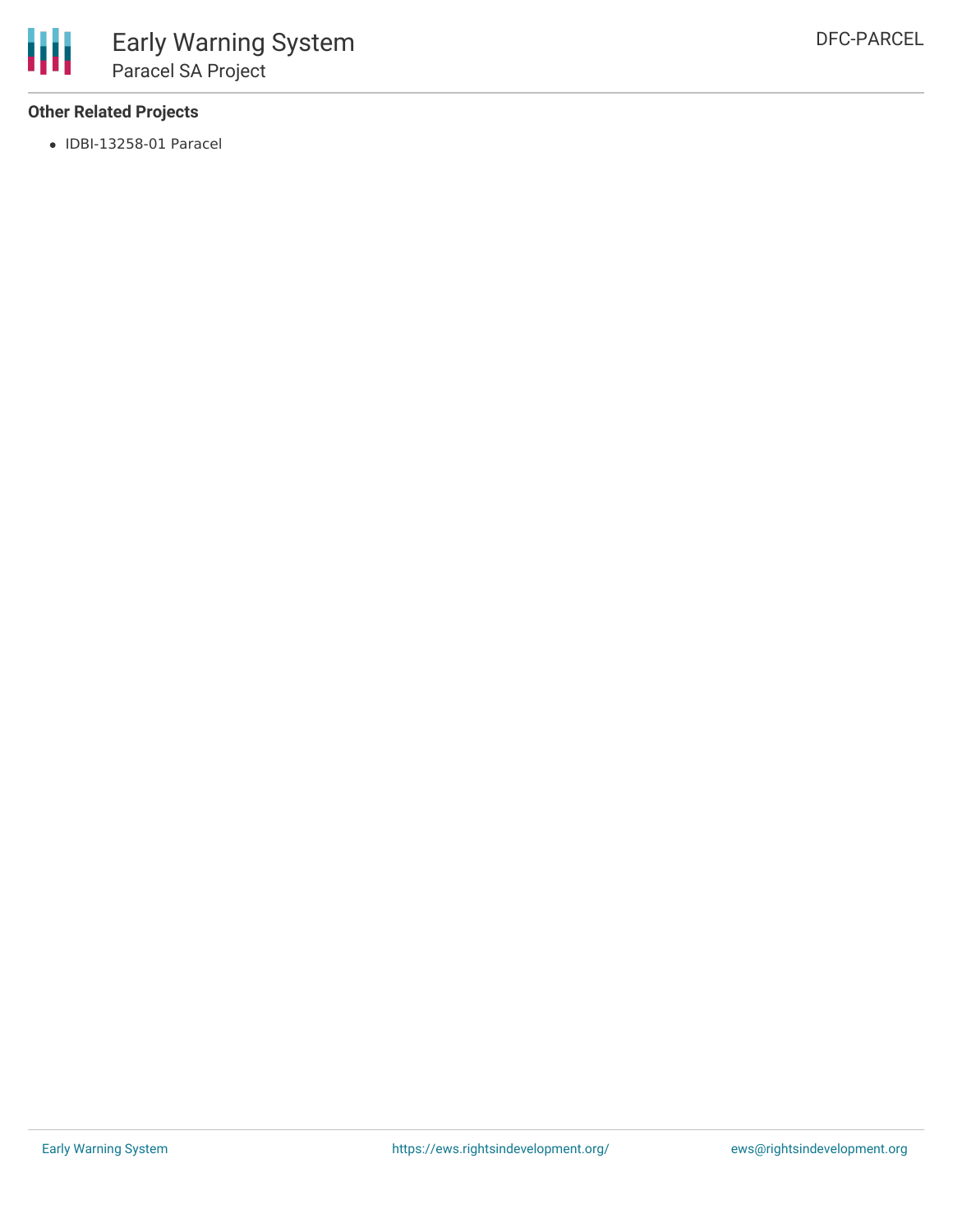**Other Related Projects**

- IDBI-13258-01 Paracel